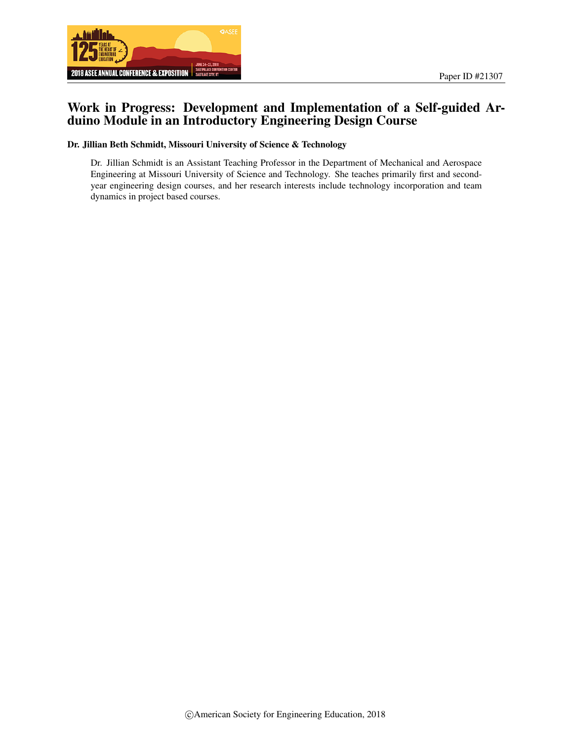Paper ID #21307

# Work in Progress: Development and Implementation of a Self-guided Arduino Module in an Introductory Engineering Design Course

**Dr. Jillian Beth Schmidt, Missouri University of Science & Technology**

Dr. Jillian Schmidt is an Assistant Teaching Professor in the Department of Mechanical and Aerospace Engineering at Missouri University of Science and Technology. She teaches primarily first and second-year engineering design courses, and her research interests include technology incorporation and team dynamics in project based courses.

©American Society for Engineering Education, 2018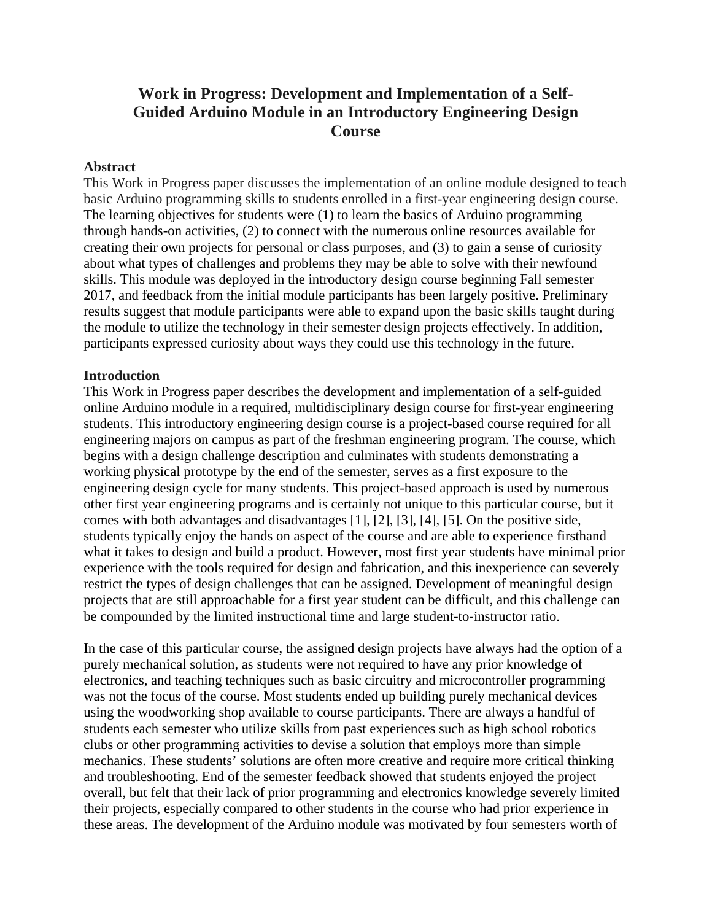# Work in Progress: Development and Implementation of a Self-Guided Arduino Module in an Introductory Engineering Design Course

## Abstract

This Work in Progress paper discusses the implementation of an online module designed to teach basic Arduino programming skills to students enrolled in a first-year engineering design course. The learning objectives for students were (1) to learn the basics of Arduino programming through hands-on activities, (2) to connect with the numerous online resources available for creating their own projects for personal or class purposes, and (3) to gain a sense of curiosity about what types of challenges and problems they may be able to solve with their newfound skills. This module was deployed in the introductory design course beginning Fall semester 2017, and feedback from the initial module participants has been largely positive. Preliminary results suggest that module participants were able to expand upon the basic skills taught during the module to utilize the technology in their semester design projects effectively. In addition, participants expressed curiosity about ways they could use this technology in the future.

## Introduction

This Work in Progress paper describes the development and implementation of a self-guided online Arduino module in a required, multidisciplinary design course for first-year engineering students. This introductory engineering design course is a project-based course required for all engineering majors on campus as part of the freshman engineering program. The course, which begins with a design challenge description and culminates with students demonstrating a working physical prototype by the end of the semester, serves as a first exposure to the engineering design cycle for many students. This project-based approach is used by numerous other first year engineering programs and is certainly not unique to this particular course, but it comes with both advantages and disadvantages [1], [2], [3], [4], [5]. On the positive side, students typically enjoy the hands on aspect of the course and are able to experience firsthand what it takes to design and build a product. However, most first year students have minimal prior experience with the tools required for design and fabrication, and this inexperience can severely restrict the types of design challenges that can be assigned. Development of meaningful design projects that are still approachable for a first year student can be difficult, and this challenge can be compounded by the limited instructional time and large student-to-instructor ratio.

In the case of this particular course, the assigned design projects have always had the option of a purely mechanical solution, as students were not required to have any prior knowledge of electronics, and teaching techniques such as basic circuitry and microcontroller programming was not the focus of the course. Most students ended up building purely mechanical devices using the woodworking shop available to course participants. There are always a handful of students each semester who utilize skills from past experiences such as high school robotics clubs or other programming activities to devise a solution that employs more than simple mechanics. These students' solutions are often more creative and require more critical thinking and troubleshooting. End of the semester feedback showed that students enjoyed the project overall, but felt that their lack of prior programming and electronics knowledge severely limited their projects, especially compared to other students in the course who had prior experience in these areas. The development of the Arduino module was motivated by four semesters worth of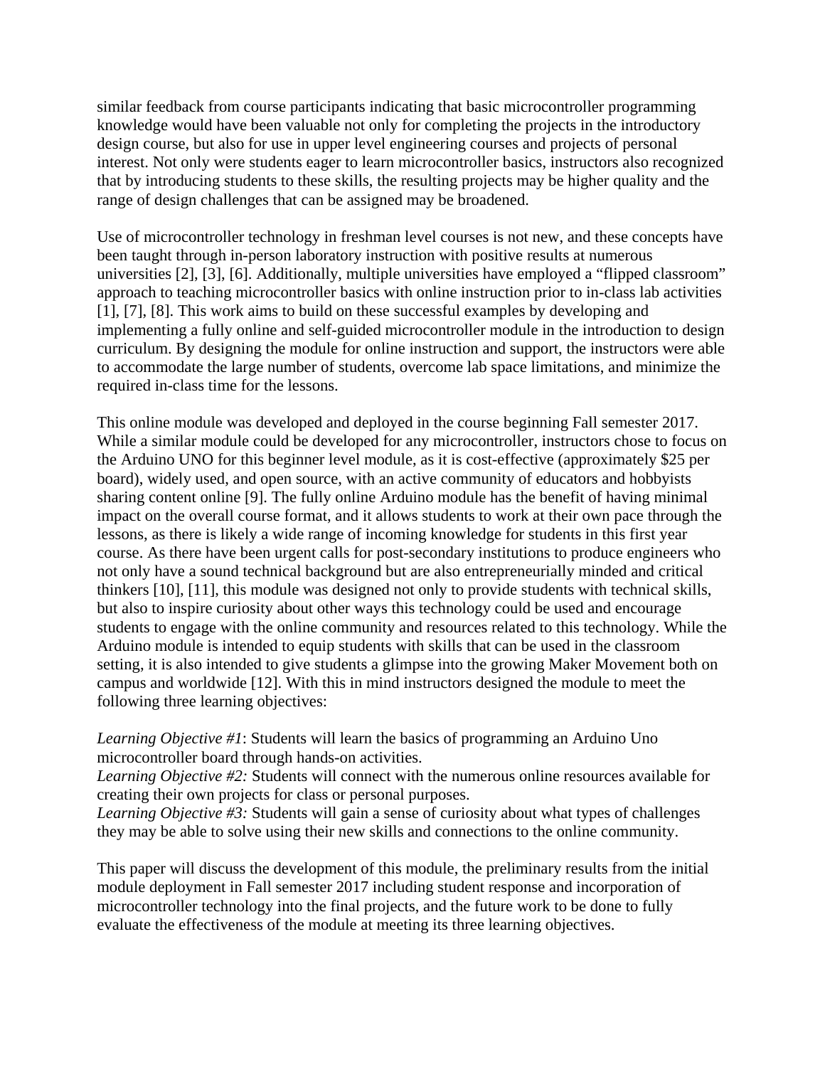similar feedback from course participants indicating that basic microcontroller programming knowledge would have been valuable not only for completing the projects in the introductory design course, but also for use in upper level engineering courses and projects of personal interest. Not only were students eager to learn microcontroller basics, instructors also recognized that by introducing students to these skills, the resulting projects may be higher quality and the range of design challenges that can be assigned may be broadened.

Use of microcontroller technology in freshman level courses is not new, and these concepts have been taught through in-person laboratory instruction with positive results at numerous universities [2], [3], [6]. Additionally, multiple universities have employed a "flipped classroom" approach to teaching microcontroller basics with online instruction prior to in-class lab activities [1], [7], [8]. This work aims to build on these successful examples by developing and implementing a fully online and self-guided microcontroller module in the introduction to design curriculum. By designing the module for online instruction and support, the instructors were able to accommodate the large number of students, overcome lab space limitations, and minimize the required in-class time for the lessons.

This online module was developed and deployed in the course beginning Fall semester 2017. While a similar module could be developed for any microcontroller, instructors chose to focus on the Arduino UNO for this beginner level module, as it is cost-effective (approximately $25 per board), widely used, and open source, with an active community of educators and hobbyists sharing content online [9]. The fully online Arduino module has the benefit of having minimal impact on the overall course format, and it allows students to work at their own pace through the lessons, as there is likely a wide range of incoming knowledge for students in this first year course. As there have been urgent calls for post-secondary institutions to produce engineers who not only have a sound technical background but are also entrepreneurially minded and critical thinkers [10], [11], this module was designed not only to provide students with technical skills, but also to inspire curiosity about other ways this technology could be used and encourage students to engage with the online community and resources related to this technology. While the Arduino module is intended to equip students with skills that can be used in the classroom setting, it is also intended to give students a glimpse into the growing Maker Movement both on campus and worldwide [12]. With this in mind instructors designed the module to meet the following three learning objectives:

*Learning Objective #1*: Students will learn the basics of programming an Arduino Uno microcontroller board through hands-on activities.
*Learning Objective #2:* Students will connect with the numerous online resources available for creating their own projects for class or personal purposes.
*Learning Objective #3:* Students will gain a sense of curiosity about what types of challenges they may be able to solve using their new skills and connections to the online community.

This paper will discuss the development of this module, the preliminary results from the initial module deployment in Fall semester 2017 including student response and incorporation of microcontroller technology into the final projects, and the future work to be done to fully evaluate the effectiveness of the module at meeting its three learning objectives.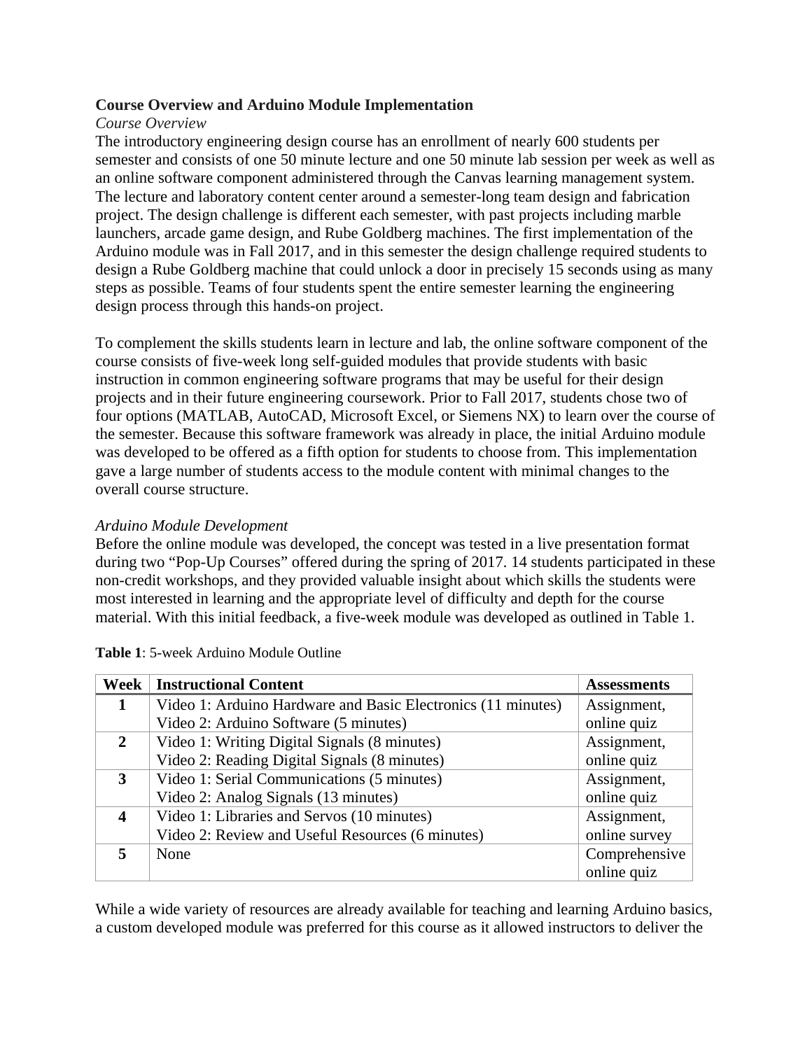**Course Overview and Arduino Module Implementation**

*Course Overview*

The introductory engineering design course has an enrollment of nearly 600 students per semester and consists of one 50 minute lecture and one 50 minute lab session per week as well as an online software component administered through the Canvas learning management system. The lecture and laboratory content center around a semester-long team design and fabrication project. The design challenge is different each semester, with past projects including marble launchers, arcade game design, and Rube Goldberg machines. The first implementation of the Arduino module was in Fall 2017, and in this semester the design challenge required students to design a Rube Goldberg machine that could unlock a door in precisely 15 seconds using as many steps as possible. Teams of four students spent the entire semester learning the engineering design process through this hands-on project.

To complement the skills students learn in lecture and lab, the online software component of the course consists of five-week long self-guided modules that provide students with basic instruction in common engineering software programs that may be useful for their design projects and in their future engineering coursework. Prior to Fall 2017, students chose two of four options (MATLAB, AutoCAD, Microsoft Excel, or Siemens NX) to learn over the course of the semester. Because this software framework was already in place, the initial Arduino module was developed to be offered as a fifth option for students to choose from. This implementation gave a large number of students access to the module content with minimal changes to the overall course structure.

*Arduino Module Development*

Before the online module was developed, the concept was tested in a live presentation format during two "Pop-Up Courses" offered during the spring of 2017. 14 students participated in these non-credit workshops, and they provided valuable insight about which skills the students were most interested in learning and the appropriate level of difficulty and depth for the course material. With this initial feedback, a five-week module was developed as outlined in Table 1.

**Table 1**: 5-week Arduino Module Outline

| Week | Instructional Content | Assessments |
|---|---|---|
| **1** | Video 1: Arduino Hardware and Basic Electronics (11 minutes)<br>Video 2: Arduino Software (5 minutes) | Assignment, online quiz |
| **2** | Video 1: Writing Digital Signals (8 minutes)<br>Video 2: Reading Digital Signals (8 minutes) | Assignment, online quiz |
| **3** | Video 1: Serial Communications (5 minutes)<br>Video 2: Analog Signals (13 minutes) | Assignment, online quiz |
| **4** | Video 1: Libraries and Servos (10 minutes)<br>Video 2: Review and Useful Resources (6 minutes) | Assignment, online survey |
| **5** | None | Comprehensive online quiz |

While a wide variety of resources are already available for teaching and learning Arduino basics, a custom developed module was preferred for this course as it allowed instructors to deliver the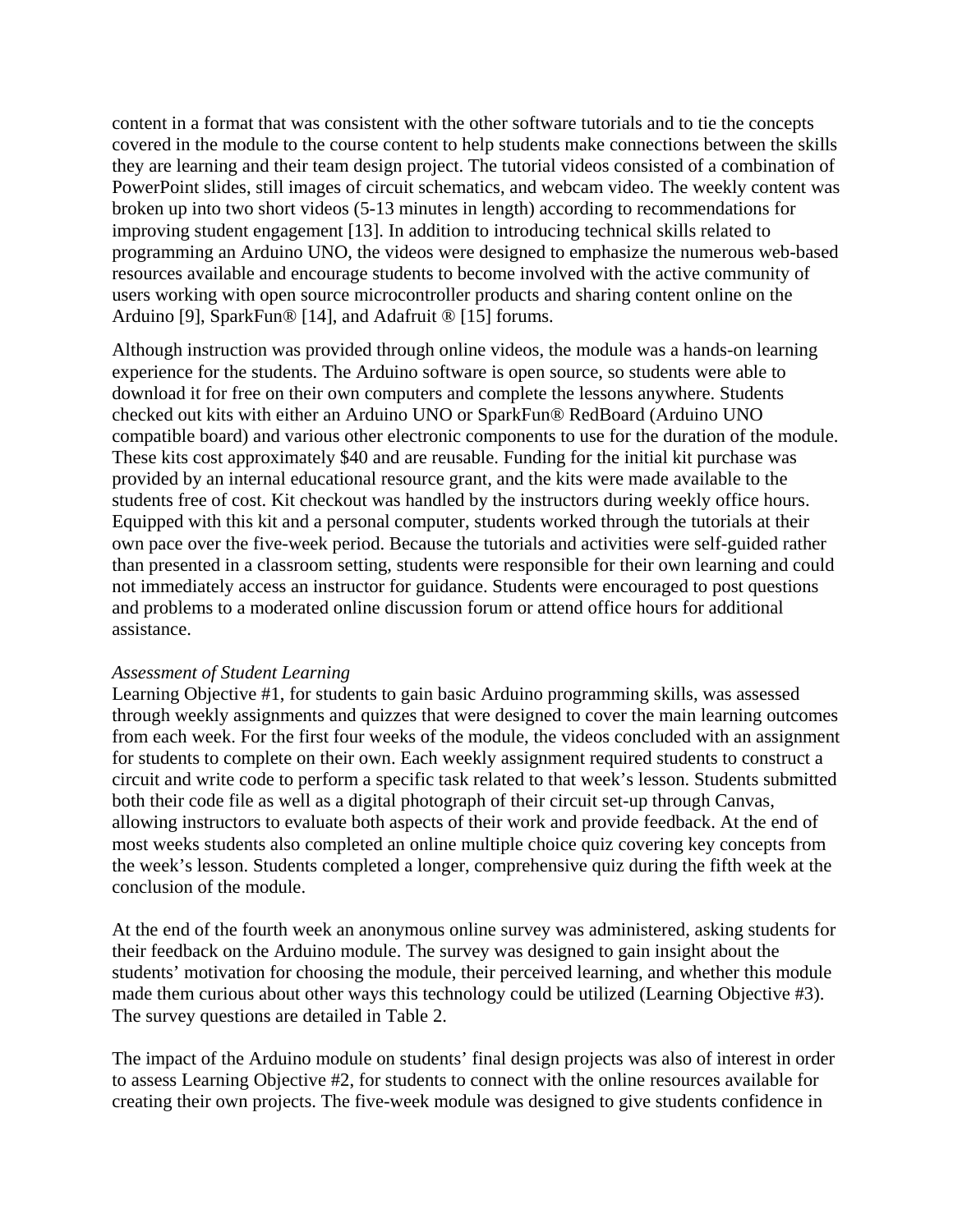content in a format that was consistent with the other software tutorials and to tie the concepts covered in the module to the course content to help students make connections between the skills they are learning and their team design project. The tutorial videos consisted of a combination of PowerPoint slides, still images of circuit schematics, and webcam video. The weekly content was broken up into two short videos (5-13 minutes in length) according to recommendations for improving student engagement [13]. In addition to introducing technical skills related to programming an Arduino UNO, the videos were designed to emphasize the numerous web-based resources available and encourage students to become involved with the active community of users working with open source microcontroller products and sharing content online on the Arduino [9], SparkFun® [14], and Adafruit ® [15] forums.

Although instruction was provided through online videos, the module was a hands-on learning experience for the students. The Arduino software is open source, so students were able to download it for free on their own computers and complete the lessons anywhere. Students checked out kits with either an Arduino UNO or SparkFun® RedBoard (Arduino UNO compatible board) and various other electronic components to use for the duration of the module. These kits cost approximately $40 and are reusable. Funding for the initial kit purchase was provided by an internal educational resource grant, and the kits were made available to the students free of cost. Kit checkout was handled by the instructors during weekly office hours. Equipped with this kit and a personal computer, students worked through the tutorials at their own pace over the five-week period. Because the tutorials and activities were self-guided rather than presented in a classroom setting, students were responsible for their own learning and could not immediately access an instructor for guidance. Students were encouraged to post questions and problems to a moderated online discussion forum or attend office hours for additional assistance.

*Assessment of Student Learning*

Learning Objective #1, for students to gain basic Arduino programming skills, was assessed through weekly assignments and quizzes that were designed to cover the main learning outcomes from each week. For the first four weeks of the module, the videos concluded with an assignment for students to complete on their own. Each weekly assignment required students to construct a circuit and write code to perform a specific task related to that week's lesson. Students submitted both their code file as well as a digital photograph of their circuit set-up through Canvas, allowing instructors to evaluate both aspects of their work and provide feedback. At the end of most weeks students also completed an online multiple choice quiz covering key concepts from the week's lesson. Students completed a longer, comprehensive quiz during the fifth week at the conclusion of the module.

At the end of the fourth week an anonymous online survey was administered, asking students for their feedback on the Arduino module. The survey was designed to gain insight about the students' motivation for choosing the module, their perceived learning, and whether this module made them curious about other ways this technology could be utilized (Learning Objective #3). The survey questions are detailed in Table 2.

The impact of the Arduino module on students' final design projects was also of interest in order to assess Learning Objective #2, for students to connect with the online resources available for creating their own projects. The five-week module was designed to give students confidence in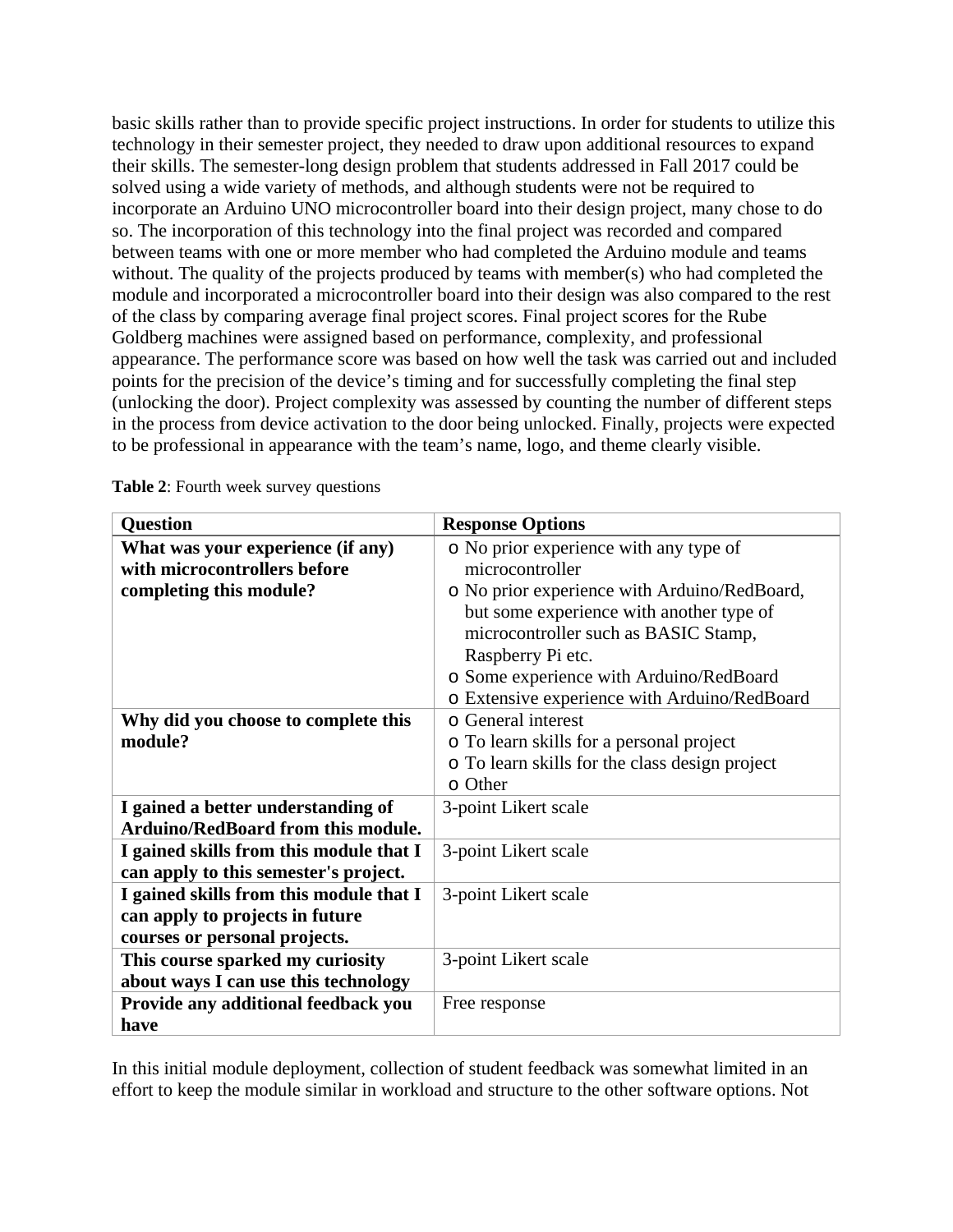basic skills rather than to provide specific project instructions. In order for students to utilize this technology in their semester project, they needed to draw upon additional resources to expand their skills. The semester-long design problem that students addressed in Fall 2017 could be solved using a wide variety of methods, and although students were not be required to incorporate an Arduino UNO microcontroller board into their design project, many chose to do so. The incorporation of this technology into the final project was recorded and compared between teams with one or more member who had completed the Arduino module and teams without. The quality of the projects produced by teams with member(s) who had completed the module and incorporated a microcontroller board into their design was also compared to the rest of the class by comparing average final project scores. Final project scores for the Rube Goldberg machines were assigned based on performance, complexity, and professional appearance. The performance score was based on how well the task was carried out and included points for the precision of the device's timing and for successfully completing the final step (unlocking the door). Project complexity was assessed by counting the number of different steps in the process from device activation to the door being unlocked. Finally, projects were expected to be professional in appearance with the team's name, logo, and theme clearly visible.

**Table 2**: Fourth week survey questions

| Question | Response Options |
|---|---|
| **What was your experience (if any) with microcontrollers before completing this module?** | o No prior experience with any type of microcontroller<br>o No prior experience with Arduino/RedBoard, but some experience with another type of microcontroller such as BASIC Stamp, Raspberry Pi etc.<br>o Some experience with Arduino/RedBoard<br>o Extensive experience with Arduino/RedBoard |
| **Why did you choose to complete this module?** | o General interest<br>o To learn skills for a personal project<br>o To learn skills for the class design project<br>o Other |
| **I gained a better understanding of Arduino/RedBoard from this module.** | 3-point Likert scale |
| **I gained skills from this module that I can apply to this semester's project.** | 3-point Likert scale |
| **I gained skills from this module that I can apply to projects in future courses or personal projects.** | 3-point Likert scale |
| **This course sparked my curiosity about ways I can use this technology** | 3-point Likert scale |
| **Provide any additional feedback you have** | Free response |

In this initial module deployment, collection of student feedback was somewhat limited in an effort to keep the module similar in workload and structure to the other software options. Not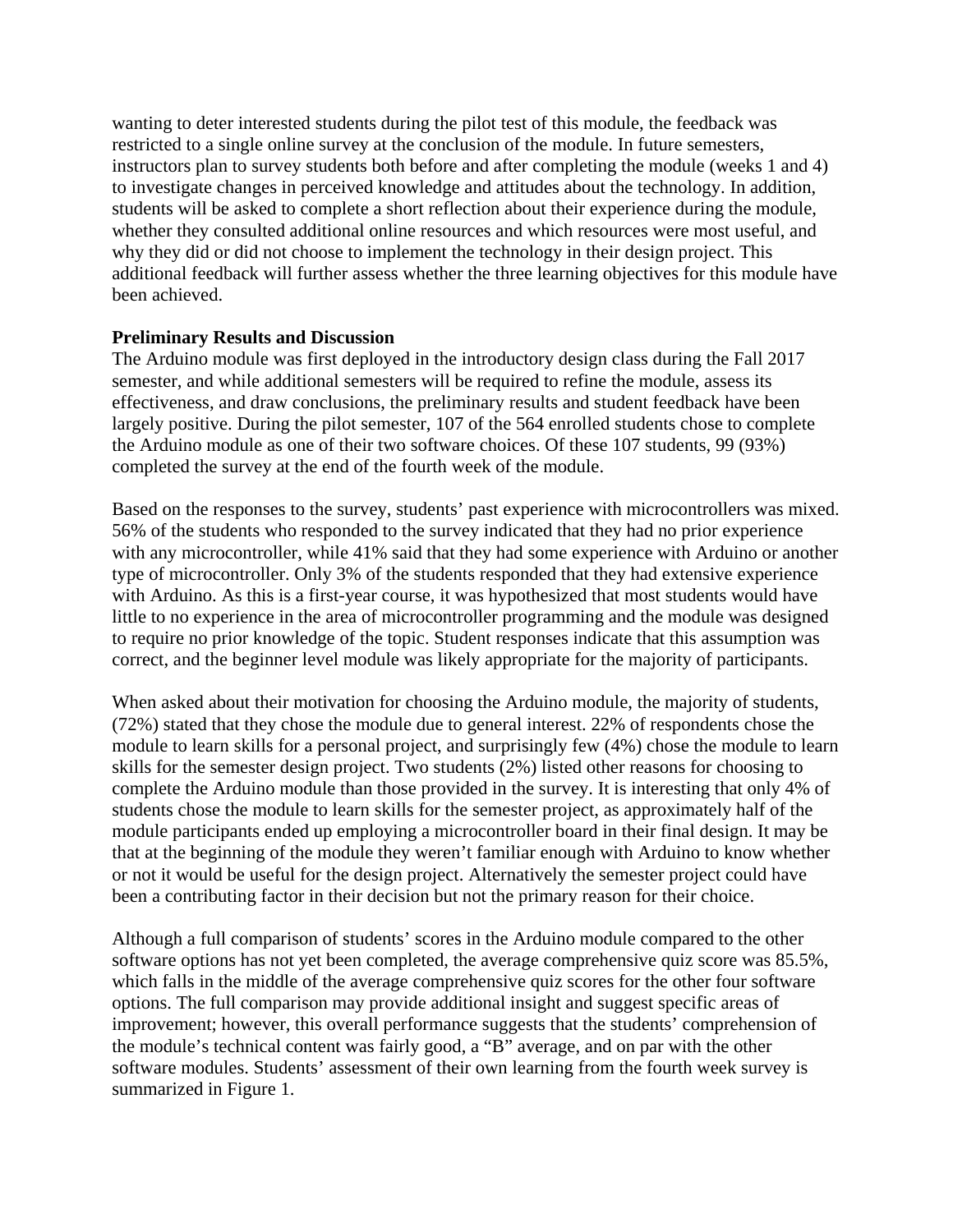wanting to deter interested students during the pilot test of this module, the feedback was restricted to a single online survey at the conclusion of the module. In future semesters, instructors plan to survey students both before and after completing the module (weeks 1 and 4) to investigate changes in perceived knowledge and attitudes about the technology. In addition, students will be asked to complete a short reflection about their experience during the module, whether they consulted additional online resources and which resources were most useful, and why they did or did not choose to implement the technology in their design project. This additional feedback will further assess whether the three learning objectives for this module have been achieved.

**Preliminary Results and Discussion**

The Arduino module was first deployed in the introductory design class during the Fall 2017 semester, and while additional semesters will be required to refine the module, assess its effectiveness, and draw conclusions, the preliminary results and student feedback have been largely positive. During the pilot semester, 107 of the 564 enrolled students chose to complete the Arduino module as one of their two software choices. Of these 107 students, 99 (93%) completed the survey at the end of the fourth week of the module.

Based on the responses to the survey, students' past experience with microcontrollers was mixed. 56% of the students who responded to the survey indicated that they had no prior experience with any microcontroller, while 41% said that they had some experience with Arduino or another type of microcontroller. Only 3% of the students responded that they had extensive experience with Arduino. As this is a first-year course, it was hypothesized that most students would have little to no experience in the area of microcontroller programming and the module was designed to require no prior knowledge of the topic. Student responses indicate that this assumption was correct, and the beginner level module was likely appropriate for the majority of participants.

When asked about their motivation for choosing the Arduino module, the majority of students, (72%) stated that they chose the module due to general interest. 22% of respondents chose the module to learn skills for a personal project, and surprisingly few (4%) chose the module to learn skills for the semester design project. Two students (2%) listed other reasons for choosing to complete the Arduino module than those provided in the survey. It is interesting that only 4% of students chose the module to learn skills for the semester project, as approximately half of the module participants ended up employing a microcontroller board in their final design. It may be that at the beginning of the module they weren't familiar enough with Arduino to know whether or not it would be useful for the design project. Alternatively the semester project could have been a contributing factor in their decision but not the primary reason for their choice.

Although a full comparison of students' scores in the Arduino module compared to the other software options has not yet been completed, the average comprehensive quiz score was 85.5%, which falls in the middle of the average comprehensive quiz scores for the other four software options. The full comparison may provide additional insight and suggest specific areas of improvement; however, this overall performance suggests that the students' comprehension of the module's technical content was fairly good, a "B" average, and on par with the other software modules. Students' assessment of their own learning from the fourth week survey is summarized in Figure 1.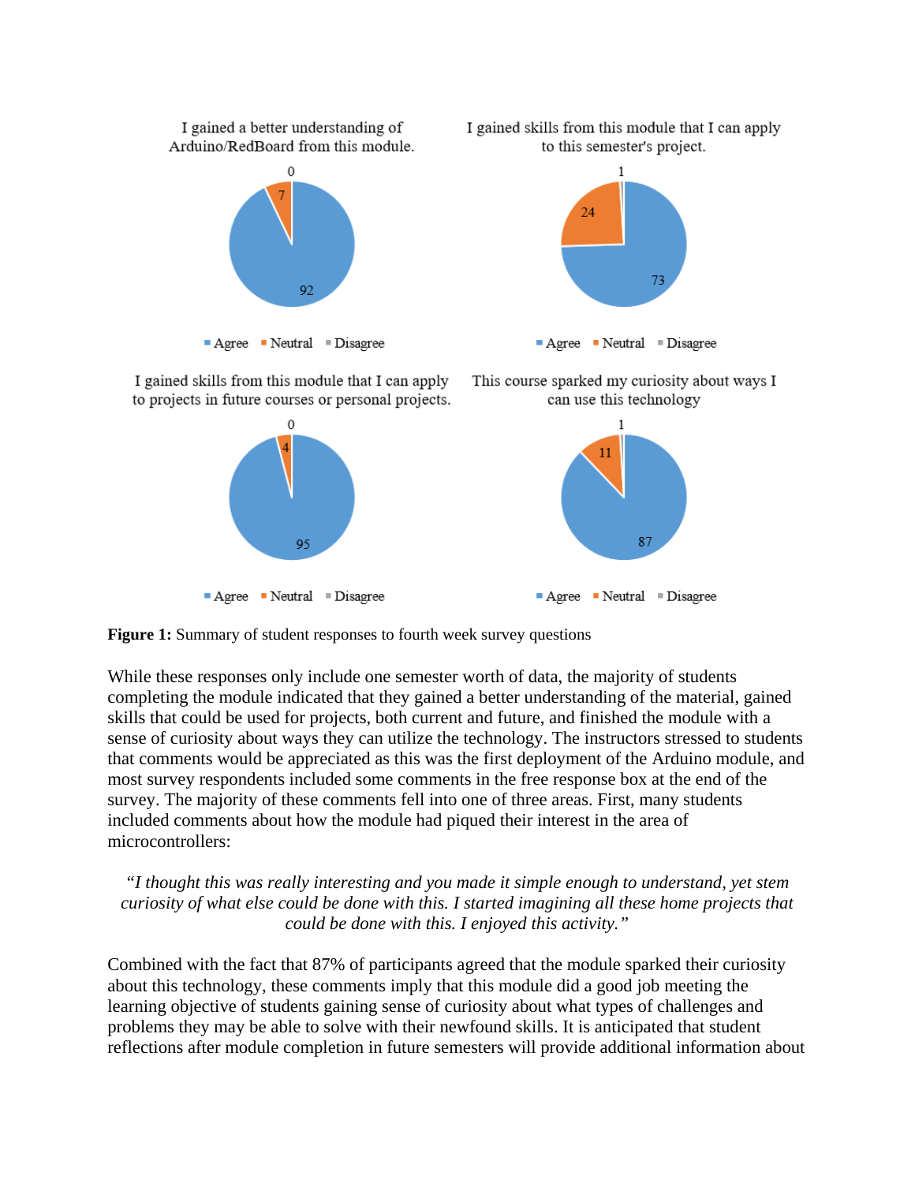Figure 1: Summary of student responses to fourth week survey questions

While these responses only include one semester worth of data, the majority of students completing the module indicated that they gained a better understanding of the material, gained skills that could be used for projects, both current and future, and finished the module with a sense of curiosity about ways they can utilize the technology. The instructors stressed to students that comments would be appreciated as this was the first deployment of the Arduino module, and most survey respondents included some comments in the free response box at the end of the survey. The majority of these comments fell into one of three areas. First, many students included comments about how the module had piqued their interest in the area of microcontrollers:

> *"I thought this was really interesting and you made it simple enough to understand, yet stem curiosity of what else could be done with this. I started imagining all these home projects that could be done with this. I enjoyed this activity."*

Combined with the fact that 87% of participants agreed that the module sparked their curiosity about this technology, these comments imply that this module did a good job meeting the learning objective of students gaining sense of curiosity about what types of challenges and problems they may be able to solve with their newfound skills. It is anticipated that student reflections after module completion in future semesters will provide additional information about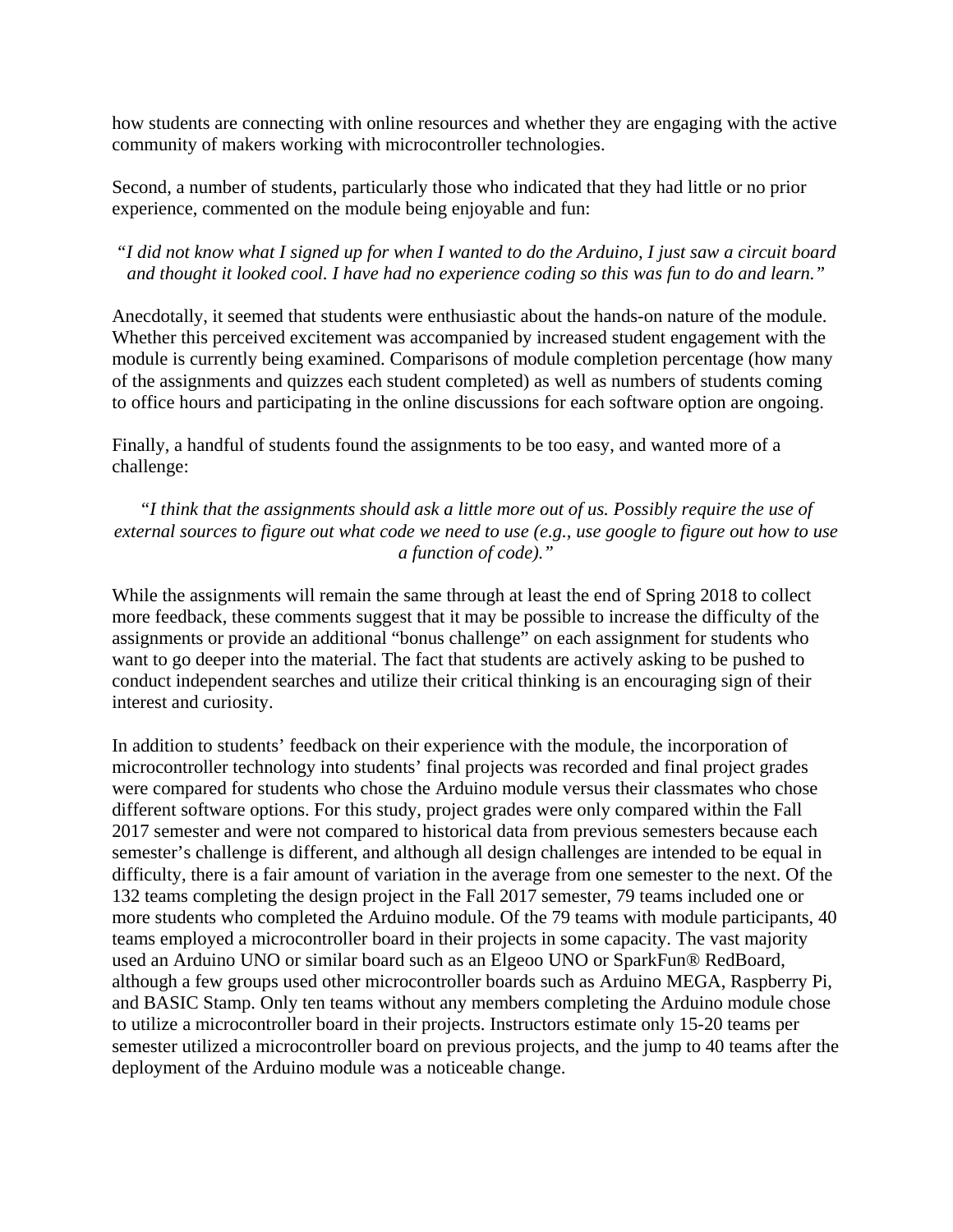how students are connecting with online resources and whether they are engaging with the active community of makers working with microcontroller technologies.

Second, a number of students, particularly those who indicated that they had little or no prior experience, commented on the module being enjoyable and fun:

> *"I did not know what I signed up for when I wanted to do the Arduino, I just saw a circuit board and thought it looked cool. I have had no experience coding so this was fun to do and learn."*

Anecdotally, it seemed that students were enthusiastic about the hands-on nature of the module. Whether this perceived excitement was accompanied by increased student engagement with the module is currently being examined. Comparisons of module completion percentage (how many of the assignments and quizzes each student completed) as well as numbers of students coming to office hours and participating in the online discussions for each software option are ongoing.

Finally, a handful of students found the assignments to be too easy, and wanted more of a challenge:

> *"I think that the assignments should ask a little more out of us. Possibly require the use of external sources to figure out what code we need to use (e.g., use google to figure out how to use a function of code)."*

While the assignments will remain the same through at least the end of Spring 2018 to collect more feedback, these comments suggest that it may be possible to increase the difficulty of the assignments or provide an additional "bonus challenge" on each assignment for students who want to go deeper into the material. The fact that students are actively asking to be pushed to conduct independent searches and utilize their critical thinking is an encouraging sign of their interest and curiosity.

In addition to students' feedback on their experience with the module, the incorporation of microcontroller technology into students' final projects was recorded and final project grades were compared for students who chose the Arduino module versus their classmates who chose different software options. For this study, project grades were only compared within the Fall 2017 semester and were not compared to historical data from previous semesters because each semester's challenge is different, and although all design challenges are intended to be equal in difficulty, there is a fair amount of variation in the average from one semester to the next. Of the 132 teams completing the design project in the Fall 2017 semester, 79 teams included one or more students who completed the Arduino module. Of the 79 teams with module participants, 40 teams employed a microcontroller board in their projects in some capacity. The vast majority used an Arduino UNO or similar board such as an Elgeoo UNO or SparkFun® RedBoard, although a few groups used other microcontroller boards such as Arduino MEGA, Raspberry Pi, and BASIC Stamp. Only ten teams without any members completing the Arduino module chose to utilize a microcontroller board in their projects. Instructors estimate only 15-20 teams per semester utilized a microcontroller board on previous projects, and the jump to 40 teams after the deployment of the Arduino module was a noticeable change.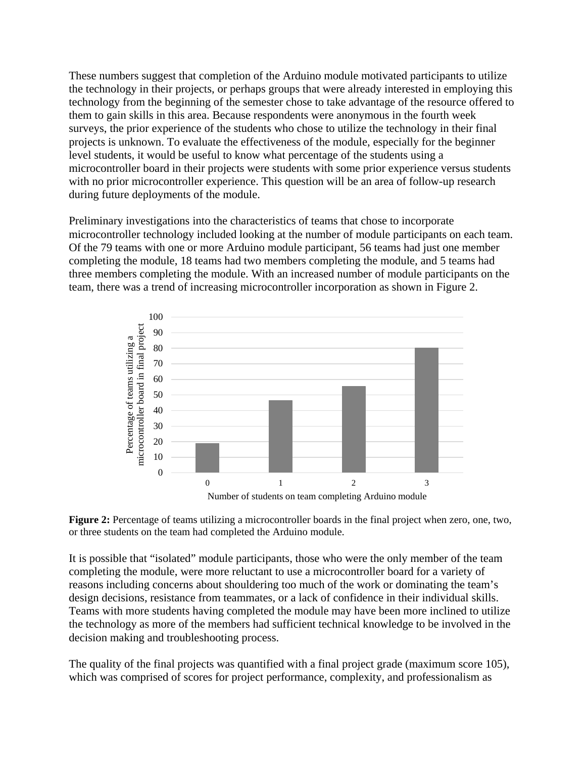These numbers suggest that completion of the Arduino module motivated participants to utilize the technology in their projects, or perhaps groups that were already interested in employing this technology from the beginning of the semester chose to take advantage of the resource offered to them to gain skills in this area. Because respondents were anonymous in the fourth week surveys, the prior experience of the students who chose to utilize the technology in their final projects is unknown. To evaluate the effectiveness of the module, especially for the beginner level students, it would be useful to know what percentage of the students using a microcontroller board in their projects were students with some prior experience versus students with no prior microcontroller experience. This question will be an area of follow-up research during future deployments of the module.

Preliminary investigations into the characteristics of teams that chose to incorporate microcontroller technology included looking at the number of module participants on each team. Of the 79 teams with one or more Arduino module participant, 56 teams had just one member completing the module, 18 teams had two members completing the module, and 5 teams had three members completing the module. With an increased number of module participants on the team, there was a trend of increasing microcontroller incorporation as shown in Figure 2.

**Figure 2:** Percentage of teams utilizing a microcontroller boards in the final project when zero, one, two, or three students on the team had completed the Arduino module.

It is possible that "isolated" module participants, those who were the only member of the team completing the module, were more reluctant to use a microcontroller board for a variety of reasons including concerns about shouldering too much of the work or dominating the team's design decisions, resistance from teammates, or a lack of confidence in their individual skills. Teams with more students having completed the module may have been more inclined to utilize the technology as more of the members had sufficient technical knowledge to be involved in the decision making and troubleshooting process.

The quality of the final projects was quantified with a final project grade (maximum score 105), which was comprised of scores for project performance, complexity, and professionalism as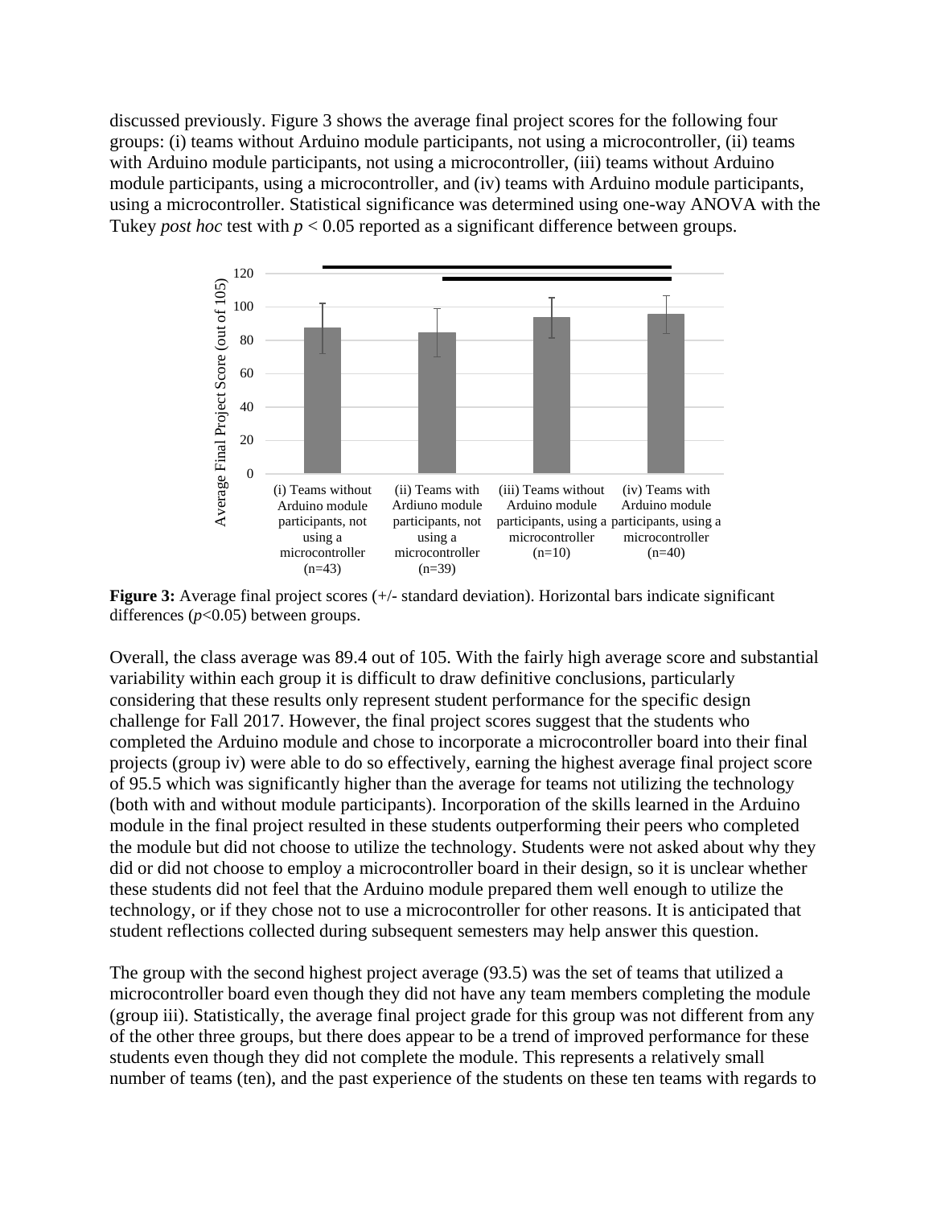discussed previously. Figure 3 shows the average final project scores for the following four groups: (i) teams without Arduino module participants, not using a microcontroller, (ii) teams with Arduino module participants, not using a microcontroller, (iii) teams without Arduino module participants, using a microcontroller, and (iv) teams with Arduino module participants, using a microcontroller. Statistical significance was determined using one-way ANOVA with the Tukey *post hoc* test with $p < 0.05$ reported as a significant difference between groups.

**Figure 3:** Average final project scores (+/- standard deviation). Horizontal bars indicate significant differences ($p<0.05$) between groups.

Overall, the class average was 89.4 out of 105. With the fairly high average score and substantial variability within each group it is difficult to draw definitive conclusions, particularly considering that these results only represent student performance for the specific design challenge for Fall 2017. However, the final project scores suggest that the students who completed the Arduino module and chose to incorporate a microcontroller board into their final projects (group iv) were able to do so effectively, earning the highest average final project score of 95.5 which was significantly higher than the average for teams not utilizing the technology (both with and without module participants). Incorporation of the skills learned in the Arduino module in the final project resulted in these students outperforming their peers who completed the module but did not choose to utilize the technology. Students were not asked about why they did or did not choose to employ a microcontroller board in their design, so it is unclear whether these students did not feel that the Arduino module prepared them well enough to utilize the technology, or if they chose not to use a microcontroller for other reasons. It is anticipated that student reflections collected during subsequent semesters may help answer this question.

The group with the second highest project average (93.5) was the set of teams that utilized a microcontroller board even though they did not have any team members completing the module (group iii). Statistically, the average final project grade for this group was not different from any of the other three groups, but there does appear to be a trend of improved performance for these students even though they did not complete the module. This represents a relatively small number of teams (ten), and the past experience of the students on these ten teams with regards to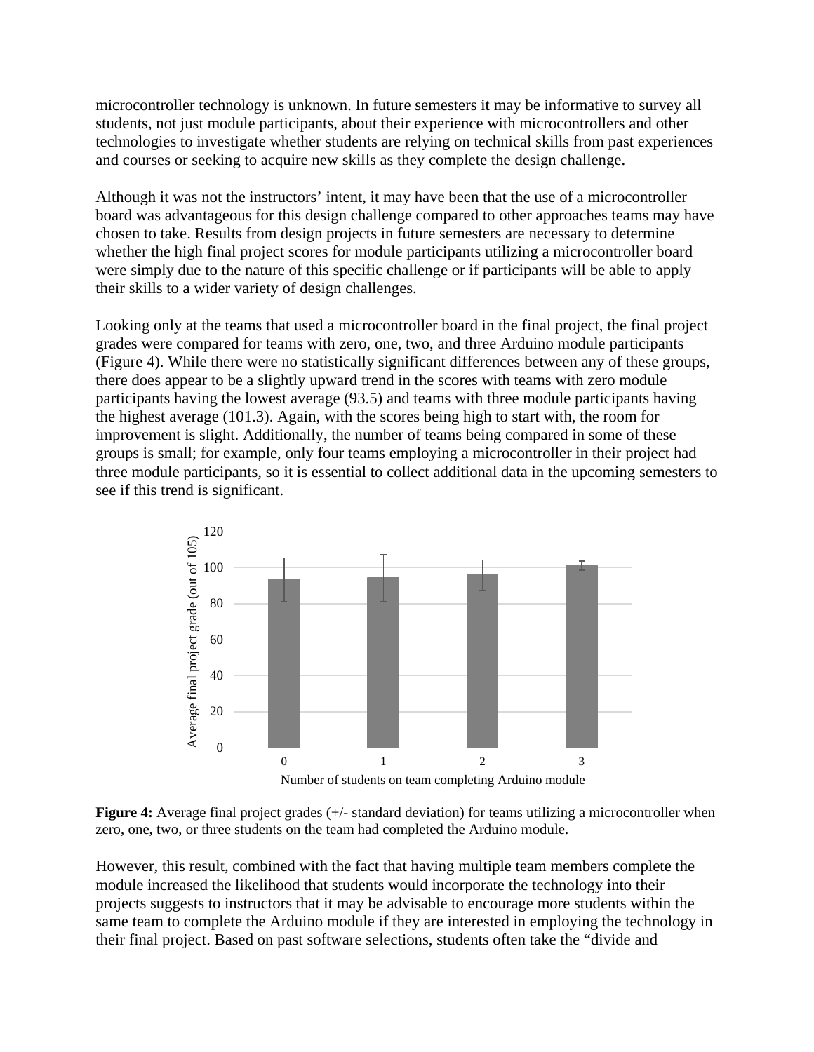microcontroller technology is unknown. In future semesters it may be informative to survey all students, not just module participants, about their experience with microcontrollers and other technologies to investigate whether students are relying on technical skills from past experiences and courses or seeking to acquire new skills as they complete the design challenge.

Although it was not the instructors' intent, it may have been that the use of a microcontroller board was advantageous for this design challenge compared to other approaches teams may have chosen to take. Results from design projects in future semesters are necessary to determine whether the high final project scores for module participants utilizing a microcontroller board were simply due to the nature of this specific challenge or if participants will be able to apply their skills to a wider variety of design challenges.

Looking only at the teams that used a microcontroller board in the final project, the final project grades were compared for teams with zero, one, two, and three Arduino module participants (Figure 4). While there were no statistically significant differences between any of these groups, there does appear to be a slightly upward trend in the scores with teams with zero module participants having the lowest average (93.5) and teams with three module participants having the highest average (101.3). Again, with the scores being high to start with, the room for improvement is slight. Additionally, the number of teams being compared in some of these groups is small; for example, only four teams employing a microcontroller in their project had three module participants, so it is essential to collect additional data in the upcoming semesters to see if this trend is significant.

**Figure 4:** Average final project grades (+/- standard deviation) for teams utilizing a microcontroller when zero, one, two, or three students on the team had completed the Arduino module.

However, this result, combined with the fact that having multiple team members complete the module increased the likelihood that students would incorporate the technology into their projects suggests to instructors that it may be advisable to encourage more students within the same team to complete the Arduino module if they are interested in employing the technology in their final project. Based on past software selections, students often take the "divide and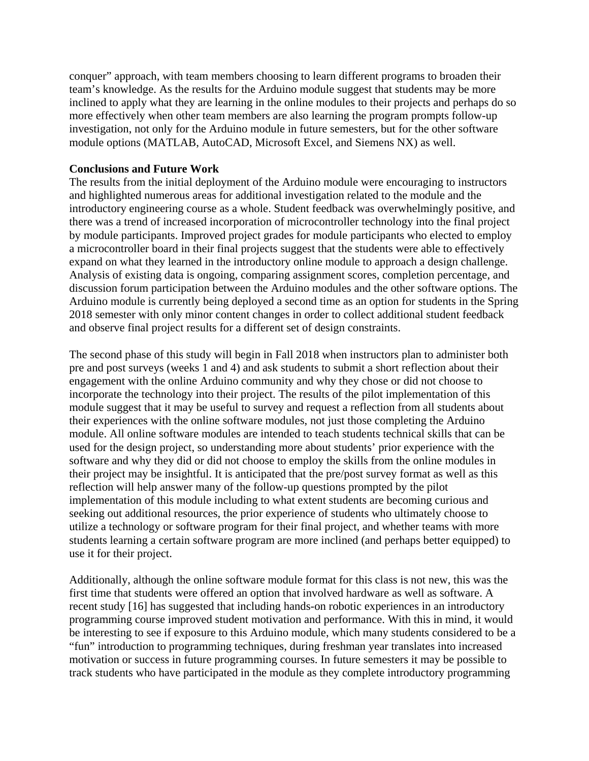conquer" approach, with team members choosing to learn different programs to broaden their team's knowledge. As the results for the Arduino module suggest that students may be more inclined to apply what they are learning in the online modules to their projects and perhaps do so more effectively when other team members are also learning the program prompts follow-up investigation, not only for the Arduino module in future semesters, but for the other software module options (MATLAB, AutoCAD, Microsoft Excel, and Siemens NX) as well.

**Conclusions and Future Work**

The results from the initial deployment of the Arduino module were encouraging to instructors and highlighted numerous areas for additional investigation related to the module and the introductory engineering course as a whole. Student feedback was overwhelmingly positive, and there was a trend of increased incorporation of microcontroller technology into the final project by module participants. Improved project grades for module participants who elected to employ a microcontroller board in their final projects suggest that the students were able to effectively expand on what they learned in the introductory online module to approach a design challenge. Analysis of existing data is ongoing, comparing assignment scores, completion percentage, and discussion forum participation between the Arduino modules and the other software options. The Arduino module is currently being deployed a second time as an option for students in the Spring 2018 semester with only minor content changes in order to collect additional student feedback and observe final project results for a different set of design constraints.

The second phase of this study will begin in Fall 2018 when instructors plan to administer both pre and post surveys (weeks 1 and 4) and ask students to submit a short reflection about their engagement with the online Arduino community and why they chose or did not choose to incorporate the technology into their project. The results of the pilot implementation of this module suggest that it may be useful to survey and request a reflection from all students about their experiences with the online software modules, not just those completing the Arduino module. All online software modules are intended to teach students technical skills that can be used for the design project, so understanding more about students' prior experience with the software and why they did or did not choose to employ the skills from the online modules in their project may be insightful. It is anticipated that the pre/post survey format as well as this reflection will help answer many of the follow-up questions prompted by the pilot implementation of this module including to what extent students are becoming curious and seeking out additional resources, the prior experience of students who ultimately choose to utilize a technology or software program for their final project, and whether teams with more students learning a certain software program are more inclined (and perhaps better equipped) to use it for their project.

Additionally, although the online software module format for this class is not new, this was the first time that students were offered an option that involved hardware as well as software. A recent study [16] has suggested that including hands-on robotic experiences in an introductory programming course improved student motivation and performance. With this in mind, it would be interesting to see if exposure to this Arduino module, which many students considered to be a "fun" introduction to programming techniques, during freshman year translates into increased motivation or success in future programming courses. In future semesters it may be possible to track students who have participated in the module as they complete introductory programming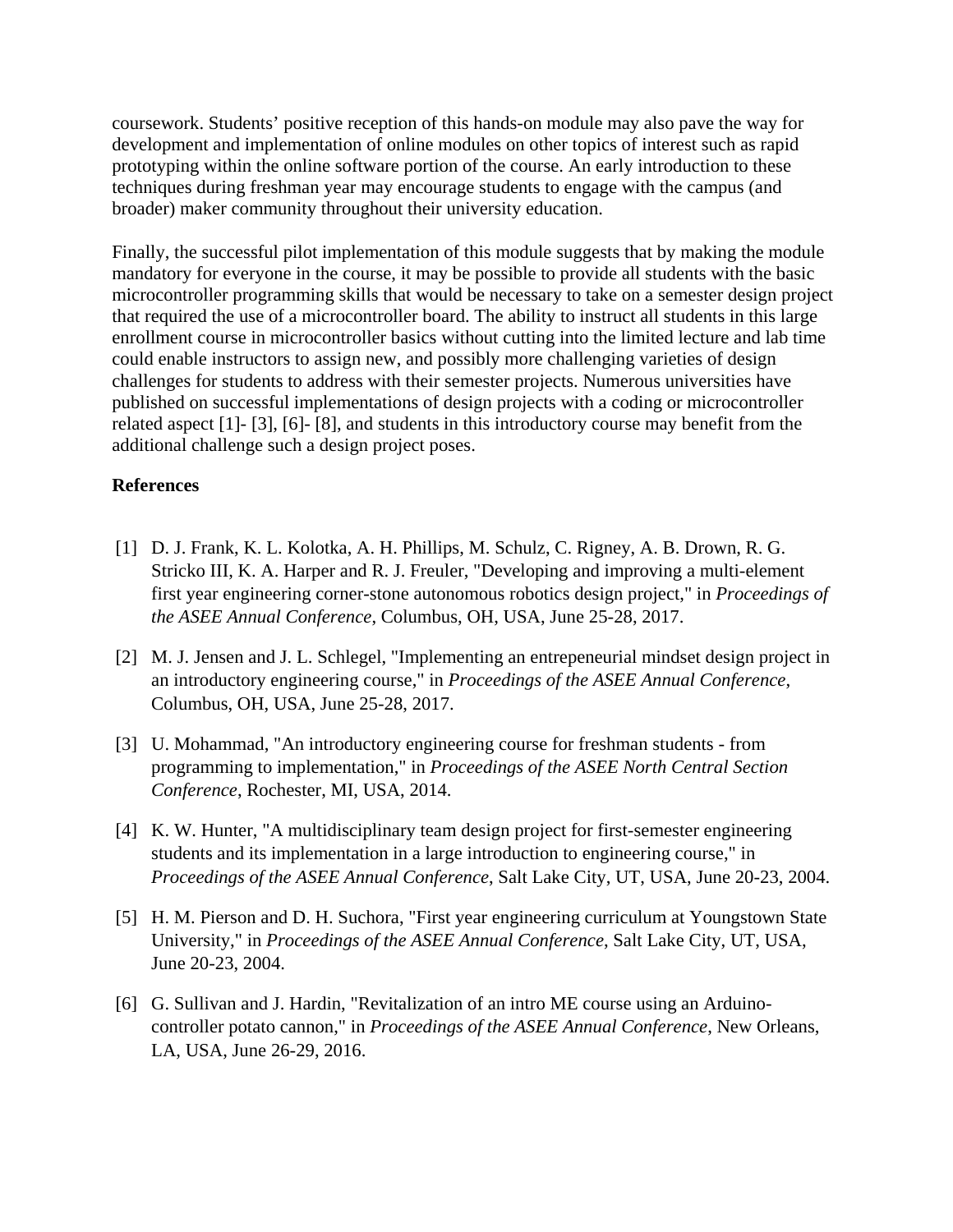coursework. Students' positive reception of this hands-on module may also pave the way for development and implementation of online modules on other topics of interest such as rapid prototyping within the online software portion of the course. An early introduction to these techniques during freshman year may encourage students to engage with the campus (and broader) maker community throughout their university education.

Finally, the successful pilot implementation of this module suggests that by making the module mandatory for everyone in the course, it may be possible to provide all students with the basic microcontroller programming skills that would be necessary to take on a semester design project that required the use of a microcontroller board. The ability to instruct all students in this large enrollment course in microcontroller basics without cutting into the limited lecture and lab time could enable instructors to assign new, and possibly more challenging varieties of design challenges for students to address with their semester projects. Numerous universities have published on successful implementations of design projects with a coding or microcontroller related aspect [1]- [3], [6]- [8], and students in this introductory course may benefit from the additional challenge such a design project poses.

**References**

[1] D. J. Frank, K. L. Kolotka, A. H. Phillips, M. Schulz, C. Rigney, A. B. Drown, R. G. Stricko III, K. A. Harper and R. J. Freuler, "Developing and improving a multi-element first year engineering corner-stone autonomous robotics design project," in *Proceedings of the ASEE Annual Conference*, Columbus, OH, USA, June 25-28, 2017.

[2] M. J. Jensen and J. L. Schlegel, "Implementing an entrepeneurial mindset design project in an introductory engineering course," in *Proceedings of the ASEE Annual Conference*, Columbus, OH, USA, June 25-28, 2017.

[3] U. Mohammad, "An introductory engineering course for freshman students - from programming to implementation," in *Proceedings of the ASEE North Central Section Conference*, Rochester, MI, USA, 2014.

[4] K. W. Hunter, "A multidisciplinary team design project for first-semester engineering students and its implementation in a large introduction to engineering course," in *Proceedings of the ASEE Annual Conference,* Salt Lake City, UT, USA, June 20-23, 2004.

[5] H. M. Pierson and D. H. Suchora, "First year engineering curriculum at Youngstown State University," in *Proceedings of the ASEE Annual Conference*, Salt Lake City, UT, USA, June 20-23, 2004.

[6] G. Sullivan and J. Hardin, "Revitalization of an intro ME course using an Arduino-controller potato cannon," in *Proceedings of the ASEE Annual Conference,* New Orleans, LA, USA, June 26-29, 2016.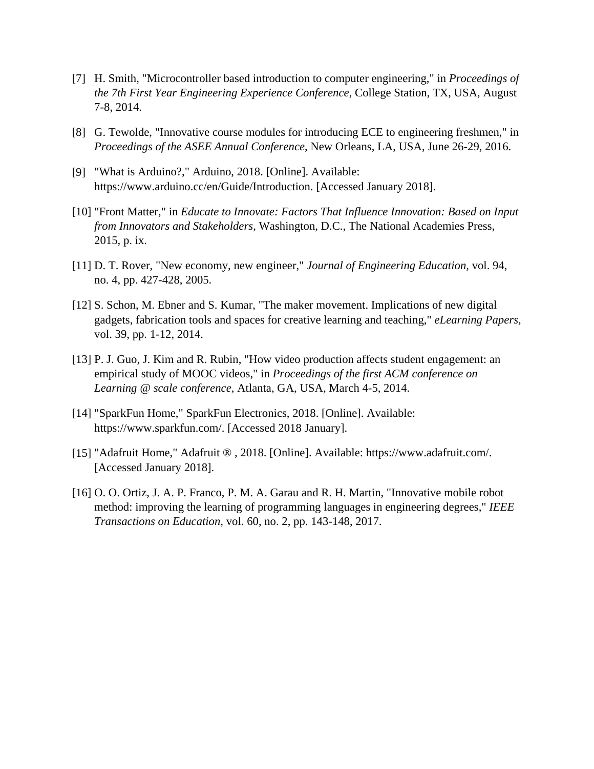[7] H. Smith, "Microcontroller based introduction to computer engineering," in *Proceedings of the 7th First Year Engineering Experience Conference*, College Station, TX, USA, August 7-8, 2014.

[8] G. Tewolde, "Innovative course modules for introducing ECE to engineering freshmen," in *Proceedings of the ASEE Annual Conference*, New Orleans, LA, USA, June 26-29, 2016.

[9] "What is Arduino?," Arduino, 2018. [Online]. Available: https://www.arduino.cc/en/Guide/Introduction. [Accessed January 2018].

[10] "Front Matter," in *Educate to Innovate: Factors That Influence Innovation: Based on Input from Innovators and Stakeholders*, Washington, D.C., The National Academies Press, 2015, p. ix.

[11] D. T. Rover, "New economy, new engineer," *Journal of Engineering Education*, vol. 94, no. 4, pp. 427-428, 2005.

[12] S. Schon, M. Ebner and S. Kumar, "The maker movement. Implications of new digital gadgets, fabrication tools and spaces for creative learning and teaching," *eLearning Papers*, vol. 39, pp. 1-12, 2014.

[13] P. J. Guo, J. Kim and R. Rubin, "How video production affects student engagement: an empirical study of MOOC videos," in *Proceedings of the first ACM conference on Learning @ scale conference*, Atlanta, GA, USA, March 4-5, 2014.

[14] "SparkFun Home," SparkFun Electronics, 2018. [Online]. Available: https://www.sparkfun.com/. [Accessed 2018 January].

[15] "Adafruit Home," Adafruit ® , 2018. [Online]. Available: https://www.adafruit.com/. [Accessed January 2018].

[16] O. O. Ortiz, J. A. P. Franco, P. M. A. Garau and R. H. Martin, "Innovative mobile robot method: improving the learning of programming languages in engineering degrees," *IEEE Transactions on Education*, vol. 60, no. 2, pp. 143-148, 2017.